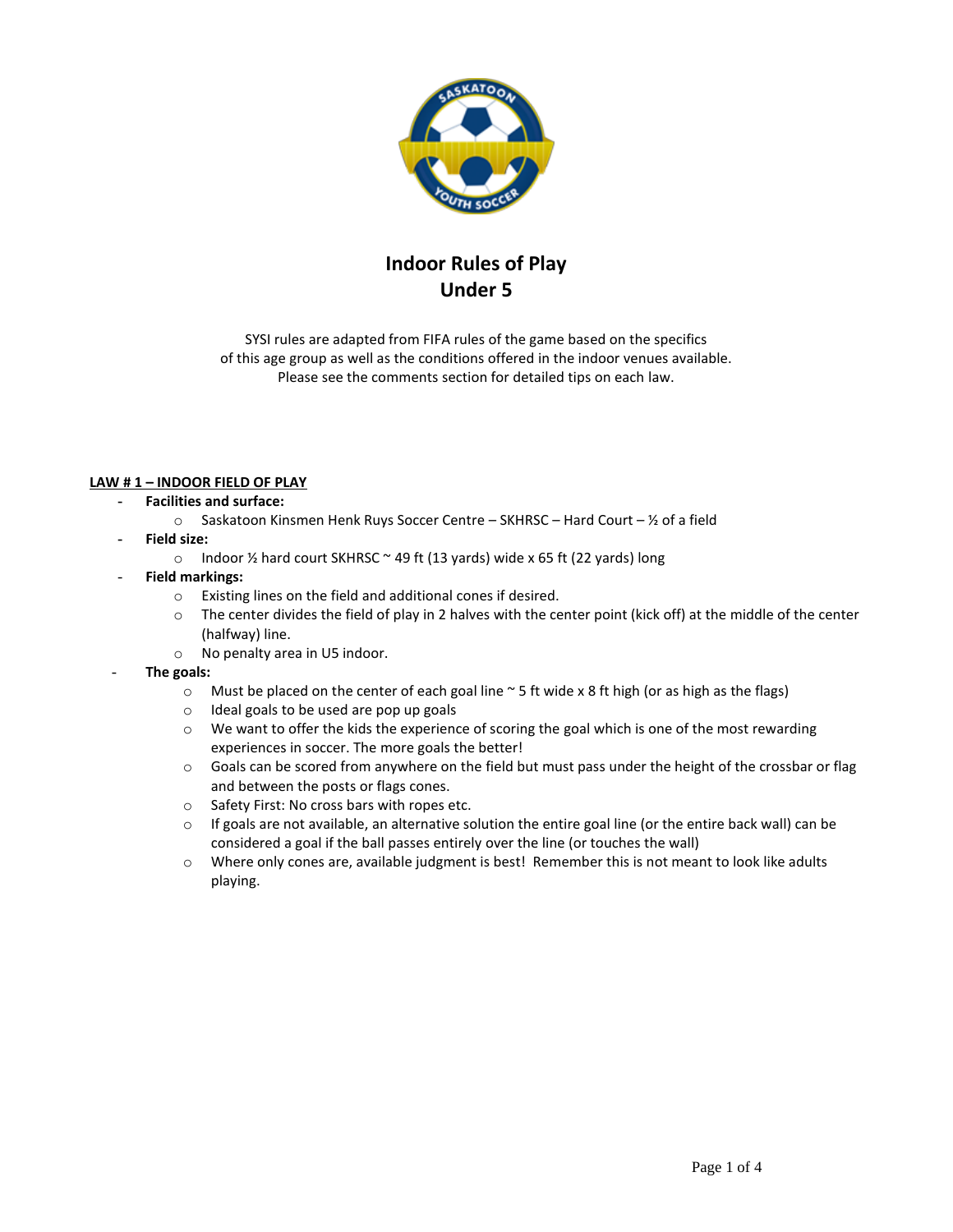# Indoor Rules of Play
# Under 5

SYSI rules are adapted from FIFA rules of the game based on the specifics of this age group as well as the conditions offered in the indoor venues available. Please see the comments section for detailed tips on each law.

## LAW # 1 – INDOOR FIELD OF PLAY

- **Facilities and surface:**
  - Saskatoon Kinsmen Henk Ruys Soccer Centre – SKHRSC – Hard Court – ½ of a field
- **Field size:**
  - Indoor ½ hard court SKHRSC ~ 49 ft (13 yards) wide x 65 ft (22 yards) long
- **Field markings:**
  - Existing lines on the field and additional cones if desired.
  - The center divides the field of play in 2 halves with the center point (kick off) at the middle of the center (halfway) line.
  - No penalty area in U5 indoor.
- **The goals:**
  - Must be placed on the center of each goal line ~ 5 ft wide x 8 ft high (or as high as the flags)
  - Ideal goals to be used are pop up goals
  - We want to offer the kids the experience of scoring the goal which is one of the most rewarding experiences in soccer. The more goals the better!
  - Goals can be scored from anywhere on the field but must pass under the height of the crossbar or flag and between the posts or flags cones.
  - Safety First: No cross bars with ropes etc.
  - If goals are not available, an alternative solution the entire goal line (or the entire back wall) can be considered a goal if the ball passes entirely over the line (or touches the wall)
  - Where only cones are, available judgment is best! Remember this is not meant to look like adults playing.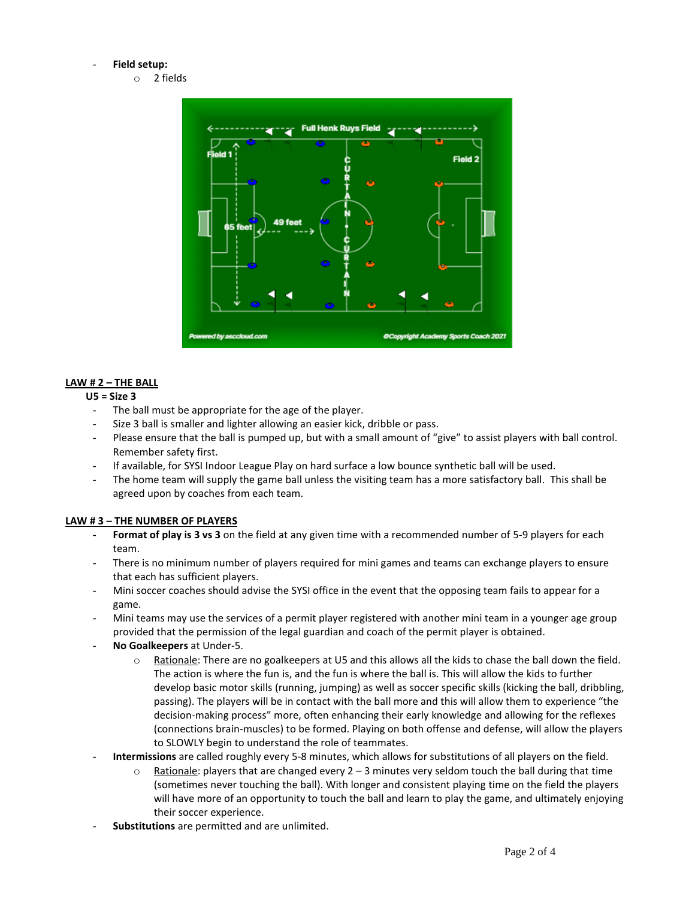- **Field setup:**
  - 2 fields

## LAW # 2 – THE BALL

**U5 = Size 3**

- The ball must be appropriate for the age of the player.
- Size 3 ball is smaller and lighter allowing an easier kick, dribble or pass.
- Please ensure that the ball is pumped up, but with a small amount of "give" to assist players with ball control. Remember safety first.
- If available, for SYSI Indoor League Play on hard surface a low bounce synthetic ball will be used.
- The home team will supply the game ball unless the visiting team has a more satisfactory ball. This shall be agreed upon by coaches from each team.

## LAW # 3 – THE NUMBER OF PLAYERS

- **Format of play is 3 vs 3** on the field at any given time with a recommended number of 5-9 players for each team.
- There is no minimum number of players required for mini games and teams can exchange players to ensure that each has sufficient players.
- Mini soccer coaches should advise the SYSI office in the event that the opposing team fails to appear for a game.
- Mini teams may use the services of a permit player registered with another mini team in a younger age group provided that the permission of the legal guardian and coach of the permit player is obtained.
- **No Goalkeepers** at Under-5.
  - Rationale: There are no goalkeepers at U5 and this allows all the kids to chase the ball down the field. The action is where the fun is, and the fun is where the ball is. This will allow the kids to further develop basic motor skills (running, jumping) as well as soccer specific skills (kicking the ball, dribbling, passing). The players will be in contact with the ball more and this will allow them to experience "the decision-making process" more, often enhancing their early knowledge and allowing for the reflexes (connections brain-muscles) to be formed. Playing on both offense and defense, will allow the players to SLOWLY begin to understand the role of teammates.
- **Intermissions** are called roughly every 5-8 minutes, which allows for substitutions of all players on the field.
  - Rationale: players that are changed every 2 – 3 minutes very seldom touch the ball during that time (sometimes never touching the ball). With longer and consistent playing time on the field the players will have more of an opportunity to touch the ball and learn to play the game, and ultimately enjoying their soccer experience.
- **Substitutions** are permitted and are unlimited.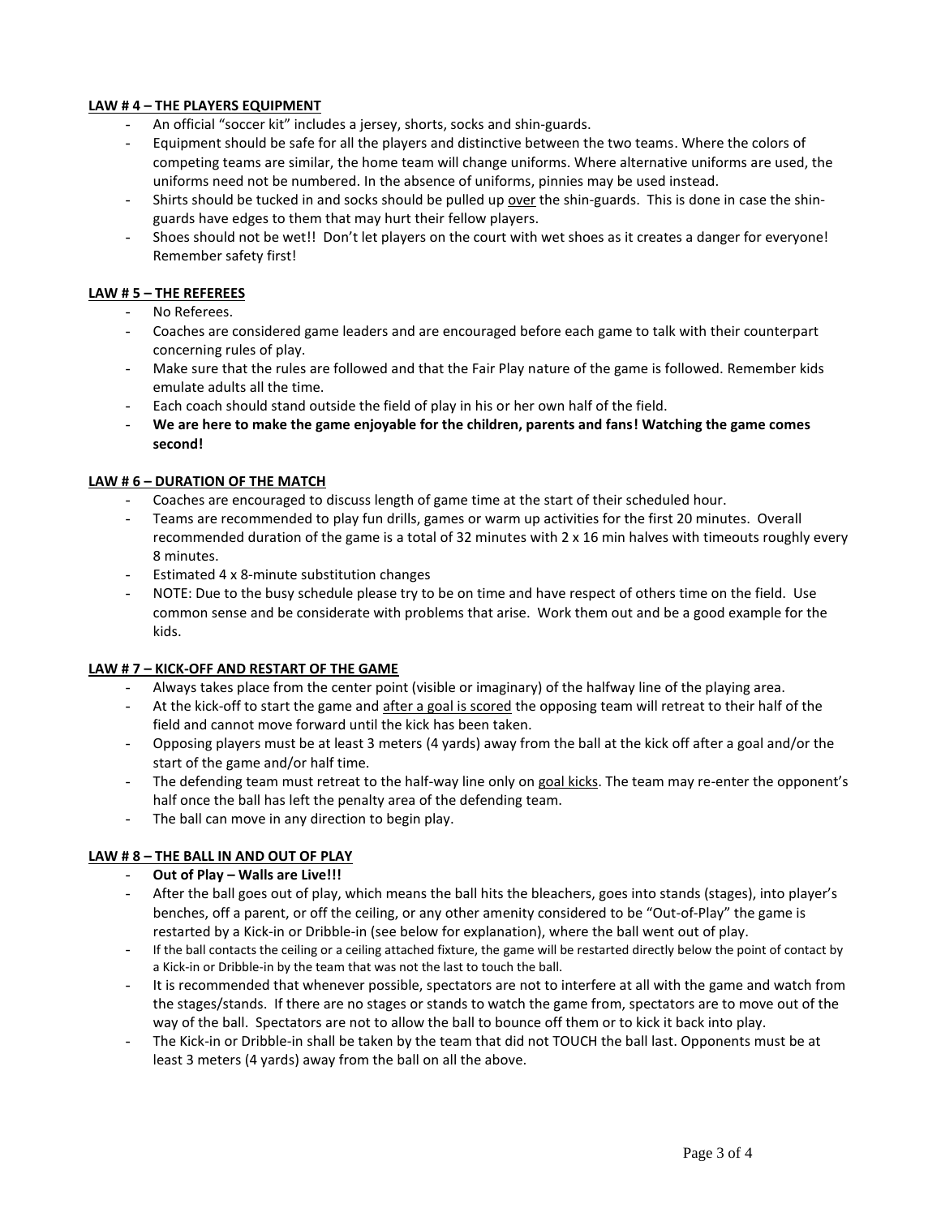**<u>LAW # 4 – THE PLAYERS EQUIPMENT</u>**

- An official "soccer kit" includes a jersey, shorts, socks and shin-guards.
- Equipment should be safe for all the players and distinctive between the two teams. Where the colors of competing teams are similar, the home team will change uniforms. Where alternative uniforms are used, the uniforms need not be numbered. In the absence of uniforms, pinnies may be used instead.
- Shirts should be tucked in and socks should be pulled up <u>over</u> the shin-guards. This is done in case the shin-guards have edges to them that may hurt their fellow players.
- Shoes should not be wet!! Don't let players on the court with wet shoes as it creates a danger for everyone! Remember safety first!

**<u>LAW # 5 – THE REFEREES</u>**

- No Referees.
- Coaches are considered game leaders and are encouraged before each game to talk with their counterpart concerning rules of play.
- Make sure that the rules are followed and that the Fair Play nature of the game is followed. Remember kids emulate adults all the time.
- Each coach should stand outside the field of play in his or her own half of the field.
- **We are here to make the game enjoyable for the children, parents and fans! Watching the game comes second!**

**<u>LAW # 6 – DURATION OF THE MATCH</u>**

- Coaches are encouraged to discuss length of game time at the start of their scheduled hour.
- Teams are recommended to play fun drills, games or warm up activities for the first 20 minutes. Overall recommended duration of the game is a total of 32 minutes with 2 x 16 min halves with timeouts roughly every 8 minutes.
- Estimated 4 x 8-minute substitution changes
- NOTE: Due to the busy schedule please try to be on time and have respect of others time on the field. Use common sense and be considerate with problems that arise. Work them out and be a good example for the kids.

**<u>LAW # 7 – KICK-OFF AND RESTART OF THE GAME</u>**

- Always takes place from the center point (visible or imaginary) of the halfway line of the playing area.
- At the kick-off to start the game and <u>after a goal is scored</u> the opposing team will retreat to their half of the field and cannot move forward until the kick has been taken.
- Opposing players must be at least 3 meters (4 yards) away from the ball at the kick off after a goal and/or the start of the game and/or half time.
- The defending team must retreat to the half-way line only on <u>goal kicks</u>. The team may re-enter the opponent's half once the ball has left the penalty area of the defending team.
- The ball can move in any direction to begin play.

**<u>LAW # 8 – THE BALL IN AND OUT OF PLAY</u>**

- **Out of Play – Walls are Live!!!**
- After the ball goes out of play, which means the ball hits the bleachers, goes into stands (stages), into player's benches, off a parent, or off the ceiling, or any other amenity considered to be "Out-of-Play" the game is restarted by a Kick-in or Dribble-in (see below for explanation), where the ball went out of play.
- If the ball contacts the ceiling or a ceiling attached fixture, the game will be restarted directly below the point of contact by a Kick-in or Dribble-in by the team that was not the last to touch the ball.
- It is recommended that whenever possible, spectators are not to interfere at all with the game and watch from the stages/stands. If there are no stages or stands to watch the game from, spectators are to move out of the way of the ball. Spectators are not to allow the ball to bounce off them or to kick it back into play.
- The Kick-in or Dribble-in shall be taken by the team that did not TOUCH the ball last. Opponents must be at least 3 meters (4 yards) away from the ball on all the above.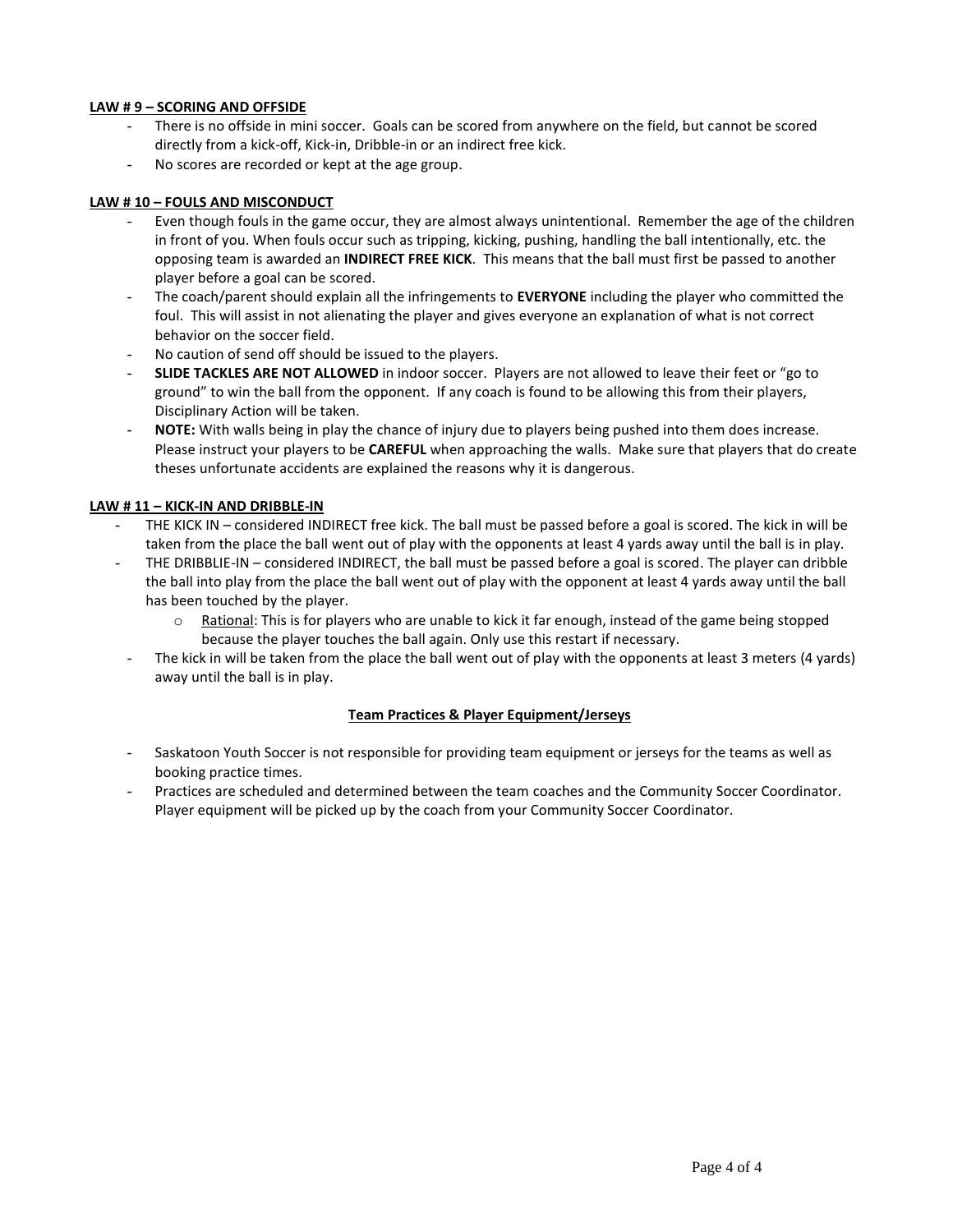**LAW # 9 – SCORING AND OFFSIDE**

- There is no offside in mini soccer. Goals can be scored from anywhere on the field, but cannot be scored directly from a kick-off, Kick-in, Dribble-in or an indirect free kick.
- No scores are recorded or kept at the age group.

**LAW # 10 – FOULS AND MISCONDUCT**

- Even though fouls in the game occur, they are almost always unintentional. Remember the age of the children in front of you. When fouls occur such as tripping, kicking, pushing, handling the ball intentionally, etc. the opposing team is awarded an **INDIRECT FREE KICK**. This means that the ball must first be passed to another player before a goal can be scored.
- The coach/parent should explain all the infringements to **EVERYONE** including the player who committed the foul. This will assist in not alienating the player and gives everyone an explanation of what is not correct behavior on the soccer field.
- No caution of send off should be issued to the players.
- **SLIDE TACKLES ARE NOT ALLOWED** in indoor soccer. Players are not allowed to leave their feet or "go to ground" to win the ball from the opponent. If any coach is found to be allowing this from their players, Disciplinary Action will be taken.
- **NOTE:** With walls being in play the chance of injury due to players being pushed into them does increase. Please instruct your players to be **CAREFUL** when approaching the walls. Make sure that players that do create theses unfortunate accidents are explained the reasons why it is dangerous.

**LAW # 11 – KICK-IN AND DRIBBLE-IN**

- THE KICK IN – considered INDIRECT free kick. The ball must be passed before a goal is scored. The kick in will be taken from the place the ball went out of play with the opponents at least 4 yards away until the ball is in play.
- THE DRIBBLIE-IN – considered INDIRECT, the ball must be passed before a goal is scored. The player can dribble the ball into play from the place the ball went out of play with the opponent at least 4 yards away until the ball has been touched by the player.
  - Rational: This is for players who are unable to kick it far enough, instead of the game being stopped because the player touches the ball again. Only use this restart if necessary.
- The kick in will be taken from the place the ball went out of play with the opponents at least 3 meters (4 yards) away until the ball is in play.

**Team Practices & Player Equipment/Jerseys**

- Saskatoon Youth Soccer is not responsible for providing team equipment or jerseys for the teams as well as booking practice times.
- Practices are scheduled and determined between the team coaches and the Community Soccer Coordinator. Player equipment will be picked up by the coach from your Community Soccer Coordinator.